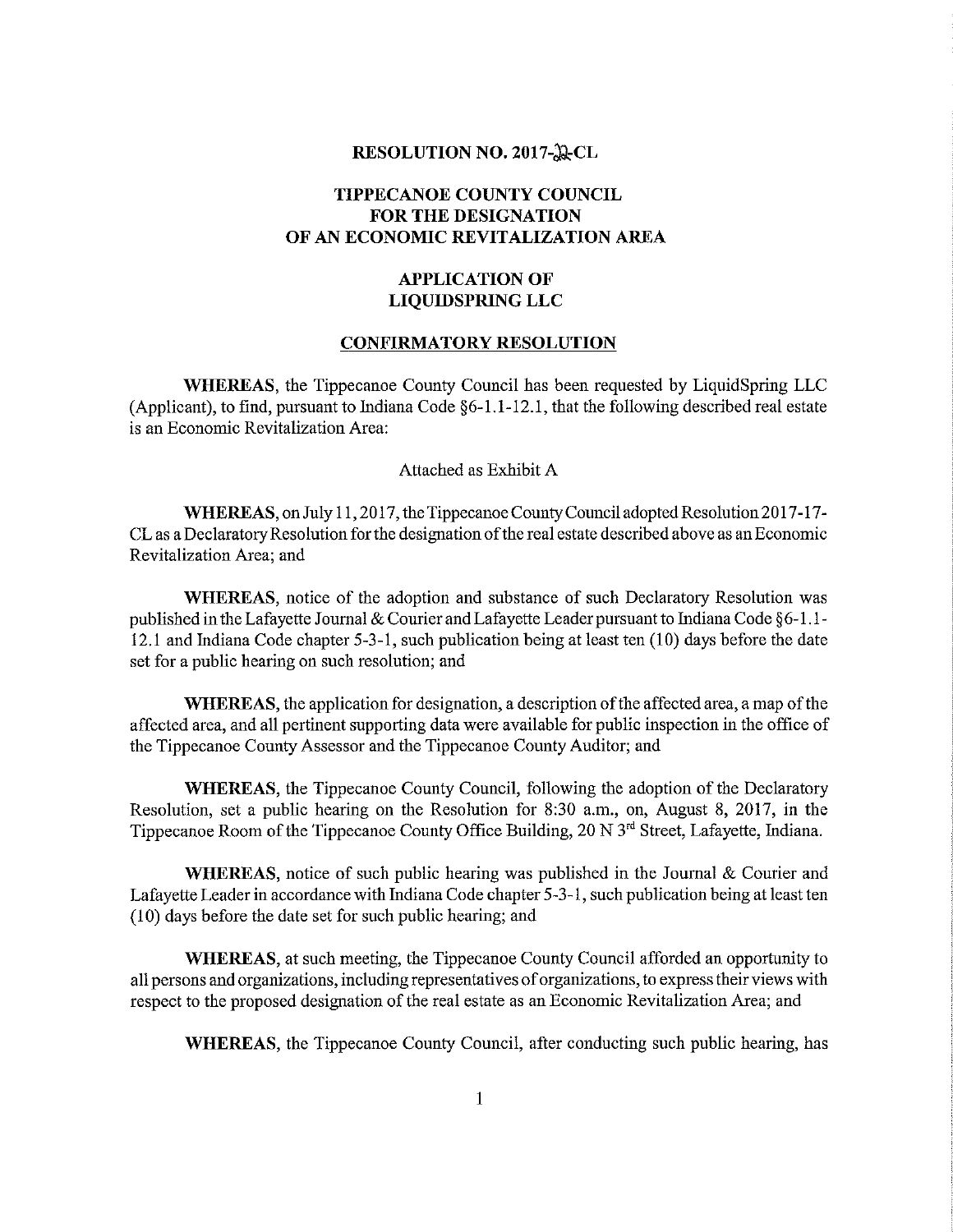**RESOLUTION NO. 2017-22-CL**

**TIPPECANOE COUNTY COUNCIL FOR THE DESIGNATION OF AN ECONOMIC REVITALIZATION AREA**

**APPLICATION OF LIQUIDSPRING LLC**

**<u>CONFIRMATORY RESOLUTION</u>**

**WHEREAS**, the Tippecanoe County Council has been requested by LiquidSpring LLC (Applicant), to find, pursuant to Indiana Code §6-1.1-12.1, that the following described real estate is an Economic Revitalization Area:

Attached as Exhibit A

**WHEREAS**, on July 11, 2017, the Tippecanoe County Council adopted Resolution 2017-17-CL as a Declaratory Resolution for the designation of the real estate described above as an Economic Revitalization Area; and

**WHEREAS**, notice of the adoption and substance of such Declaratory Resolution was published in the Lafayette Journal & Courier and Lafayette Leader pursuant to Indiana Code §6-1.1-12.1 and Indiana Code chapter 5-3-1, such publication being at least ten (10) days before the date set for a public hearing on such resolution; and

**WHEREAS**, the application for designation, a description of the affected area, a map of the affected area, and all pertinent supporting data were available for public inspection in the office of the Tippecanoe County Assessor and the Tippecanoe County Auditor; and

**WHEREAS**, the Tippecanoe County Council, following the adoption of the Declaratory Resolution, set a public hearing on the Resolution for 8:30 a.m., on, August 8, 2017, in the Tippecanoe Room of the Tippecanoe County Office Building, 20 N 3rd Street, Lafayette, Indiana.

**WHEREAS**, notice of such public hearing was published in the Journal & Courier and Lafayette Leader in accordance with Indiana Code chapter 5-3-1, such publication being at least ten (10) days before the date set for such public hearing; and

**WHEREAS**, at such meeting, the Tippecanoe County Council afforded an opportunity to all persons and organizations, including representatives of organizations, to express their views with respect to the proposed designation of the real estate as an Economic Revitalization Area; and

**WHEREAS**, the Tippecanoe County Council, after conducting such public hearing, has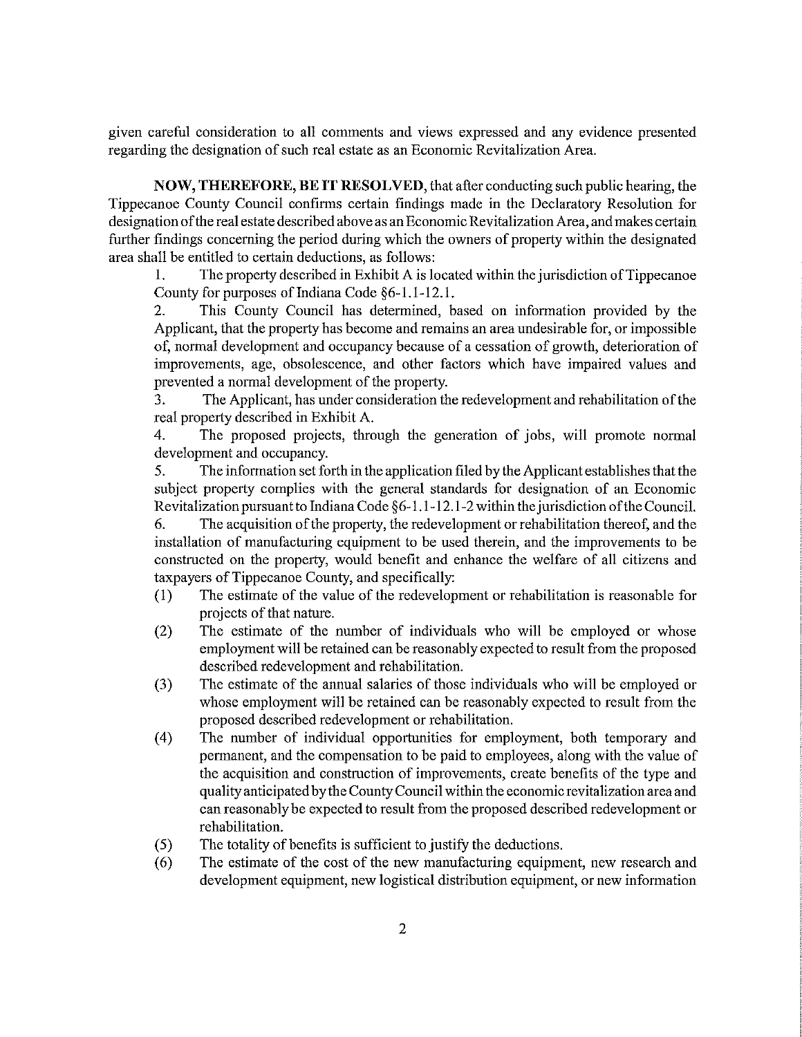given careful consideration to all comments and views expressed and any evidence presented regarding the designation of such real estate as an Economic Revitalization Area.

**NOW, THEREFORE, BE IT RESOLVED**, that after conducting such public hearing, the Tippecanoe County Council confirms certain findings made in the Declaratory Resolution for designation of the real estate described above as an Economic Revitalization Area, and makes certain further findings concerning the period during which the owners of property within the designated area shall be entitled to certain deductions, as follows:

1. The property described in Exhibit A is located within the jurisdiction of Tippecanoe County for purposes of Indiana Code §6-1.1-12.1.
2. This County Council has determined, based on information provided by the Applicant, that the property has become and remains an area undesirable for, or impossible of, normal development and occupancy because of a cessation of growth, deterioration of improvements, age, obsolescence, and other factors which have impaired values and prevented a normal development of the property.
3. The Applicant, has under consideration the redevelopment and rehabilitation of the real property described in Exhibit A.
4. The proposed projects, through the generation of jobs, will promote normal development and occupancy.
5. The information set forth in the application filed by the Applicant establishes that the subject property complies with the general standards for designation of an Economic Revitalization pursuant to Indiana Code §6-1.1-12.1-2 within the jurisdiction of the Council.
6. The acquisition of the property, the redevelopment or rehabilitation thereof, and the installation of manufacturing equipment to be used therein, and the improvements to be constructed on the property, would benefit and enhance the welfare of all citizens and taxpayers of Tippecanoe County, and specifically:

(1) The estimate of the value of the redevelopment or rehabilitation is reasonable for projects of that nature.

(2) The estimate of the number of individuals who will be employed or whose employment will be retained can be reasonably expected to result from the proposed described redevelopment and rehabilitation.

(3) The estimate of the annual salaries of those individuals who will be employed or whose employment will be retained can be reasonably expected to result from the proposed described redevelopment or rehabilitation.

(4) The number of individual opportunities for employment, both temporary and permanent, and the compensation to be paid to employees, along with the value of the acquisition and construction of improvements, create benefits of the type and quality anticipated by the County Council within the economic revitalization area and can reasonably be expected to result from the proposed described redevelopment or rehabilitation.

(5) The totality of benefits is sufficient to justify the deductions.

(6) The estimate of the cost of the new manufacturing equipment, new research and development equipment, new logistical distribution equipment, or new information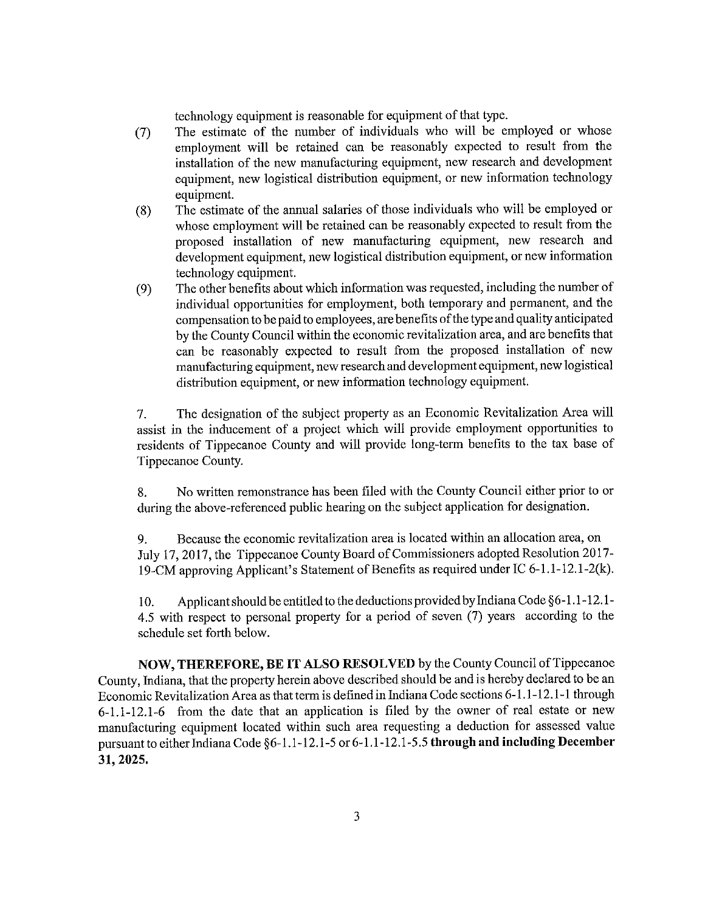technology equipment is reasonable for equipment of that type.

(7) The estimate of the number of individuals who will be employed or whose employment will be retained can be reasonably expected to result from the installation of the new manufacturing equipment, new research and development equipment, new logistical distribution equipment, or new information technology equipment.

(8) The estimate of the annual salaries of those individuals who will be employed or whose employment will be retained can be reasonably expected to result from the proposed installation of new manufacturing equipment, new research and development equipment, new logistical distribution equipment, or new information technology equipment.

(9) The other benefits about which information was requested, including the number of individual opportunities for employment, both temporary and permanent, and the compensation to be paid to employees, are benefits of the type and quality anticipated by the County Council within the economic revitalization area, and are benefits that can be reasonably expected to result from the proposed installation of new manufacturing equipment, new research and development equipment, new logistical distribution equipment, or new information technology equipment.

7. The designation of the subject property as an Economic Revitalization Area will assist in the inducement of a project which will provide employment opportunities to residents of Tippecanoe County and will provide long-term benefits to the tax base of Tippecanoe County.

8. No written remonstrance has been filed with the County Council either prior to or during the above-referenced public hearing on the subject application for designation.

9. Because the economic revitalization area is located within an allocation area, on July 17, 2017, the Tippecanoe County Board of Commissioners adopted Resolution 2017-19-CM approving Applicant's Statement of Benefits as required under IC 6-1.1-12.1-2(k).

10. Applicant should be entitled to the deductions provided by Indiana Code §6-1.1-12.1-4.5 with respect to personal property for a period of seven (7) years according to the schedule set forth below.

**NOW, THEREFORE, BE IT ALSO RESOLVED** by the County Council of Tippecanoe County, Indiana, that the property herein above described should be and is hereby declared to be an Economic Revitalization Area as that term is defined in Indiana Code sections 6-1.1-12.1-1 through 6-1.1-12.1-6 from the date that an application is filed by the owner of real estate or new manufacturing equipment located within such area requesting a deduction for assessed value pursuant to either Indiana Code §6-1.1-12.1-5 or 6-1.1-12.1-5.5 **through and including December 31, 2025.**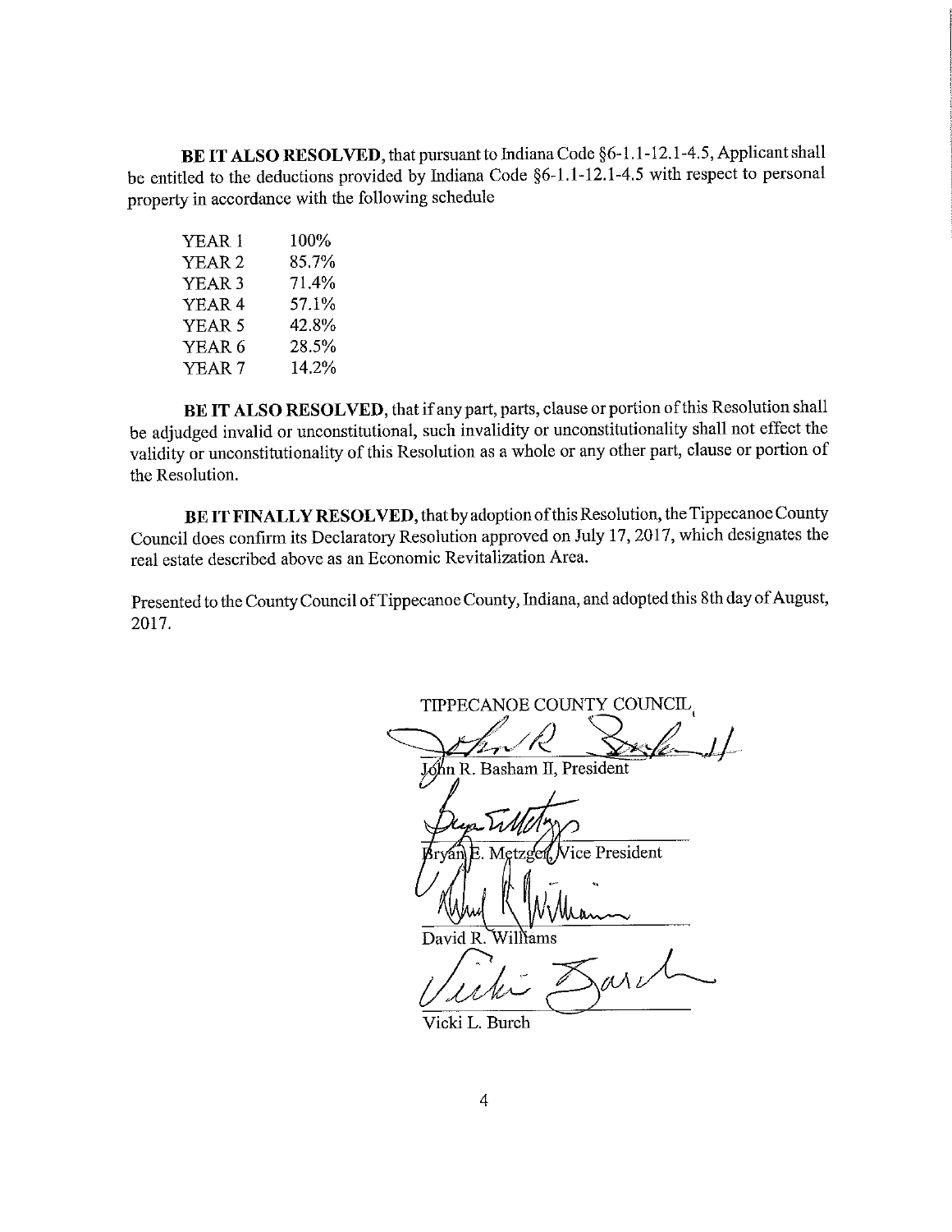**BE IT ALSO RESOLVED**, that pursuant to Indiana Code §6-1.1-12.1-4.5, Applicant shall be entitled to the deductions provided by Indiana Code §6-1.1-12.1-4.5 with respect to personal property in accordance with the following schedule

| | |
|---|---|
| YEAR 1 | 100% |
| YEAR 2 | 85.7% |
| YEAR 3 | 71.4% |
| YEAR 4 | 57.1% |
| YEAR 5 | 42.8% |
| YEAR 6 | 28.5% |
| YEAR 7 | 14.2% |

**BE IT ALSO RESOLVED**, that if any part, parts, clause or portion of this Resolution shall be adjudged invalid or unconstitutional, such invalidity or unconstitutionality shall not effect the validity or unconstitutionality of this Resolution as a whole or any other part, clause or portion of the Resolution.

**BE IT FINALLY RESOLVED**, that by adoption of this Resolution, the Tippecanoe County Council does confirm its Declaratory Resolution approved on July 17, 2017, which designates the real estate described above as an Economic Revitalization Area.

Presented to the County Council of Tippecanoe County, Indiana, and adopted this 8th day of August, 2017.

TIPPECANOE COUNTY COUNCIL

John R. Basham II, President

Bryan E. Metzger, Vice President

David R. Williams

Vicki L. Burch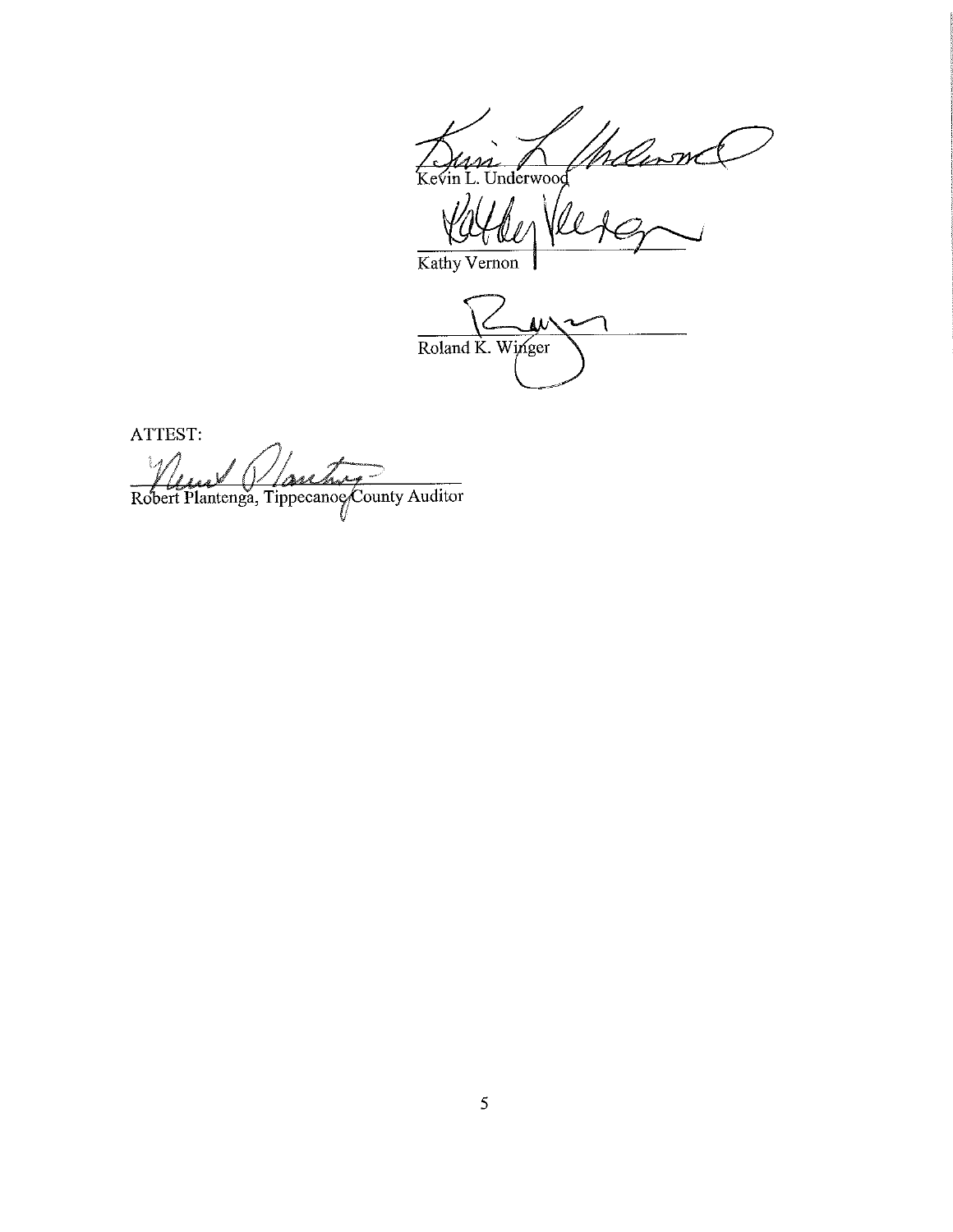Kevin L. Underwood

Kathy Vernon

Roland K. Winger

ATTEST:

Robert Plantenga, Tippecanoe County Auditor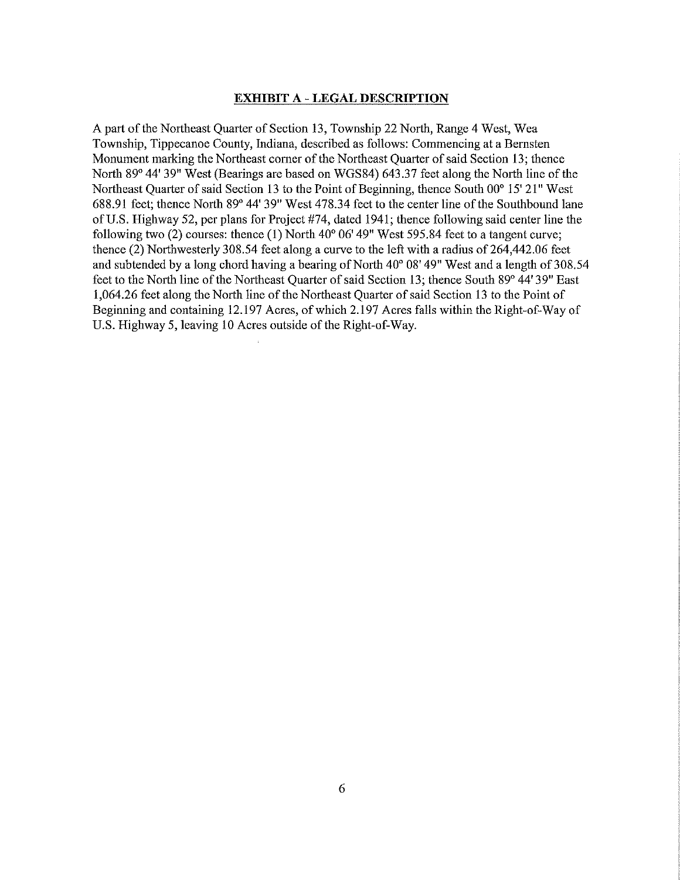## EXHIBIT A - LEGAL DESCRIPTION

A part of the Northeast Quarter of Section 13, Township 22 North, Range 4 West, Wea Township, Tippecanoe County, Indiana, described as follows: Commencing at a Bernsten Monument marking the Northeast corner of the Northeast Quarter of said Section 13; thence North 89° 44' 39" West (Bearings are based on WGS84) 643.37 feet along the North line of the Northeast Quarter of said Section 13 to the Point of Beginning, thence South 00° 15' 21" West 688.91 feet; thence North 89° 44' 39" West 478.34 feet to the center line of the Southbound lane of U.S. Highway 52, per plans for Project #74, dated 1941; thence following said center line the following two (2) courses: thence (1) North 40° 06' 49" West 595.84 feet to a tangent curve; thence (2) Northwesterly 308.54 feet along a curve to the left with a radius of 264,442.06 feet and subtended by a long chord having a bearing of North 40° 08' 49" West and a length of 308.54 feet to the North line of the Northeast Quarter of said Section 13; thence South 89° 44' 39" East 1,064.26 feet along the North line of the Northeast Quarter of said Section 13 to the Point of Beginning and containing 12.197 Acres, of which 2.197 Acres falls within the Right-of-Way of U.S. Highway 5, leaving 10 Acres outside of the Right-of-Way.